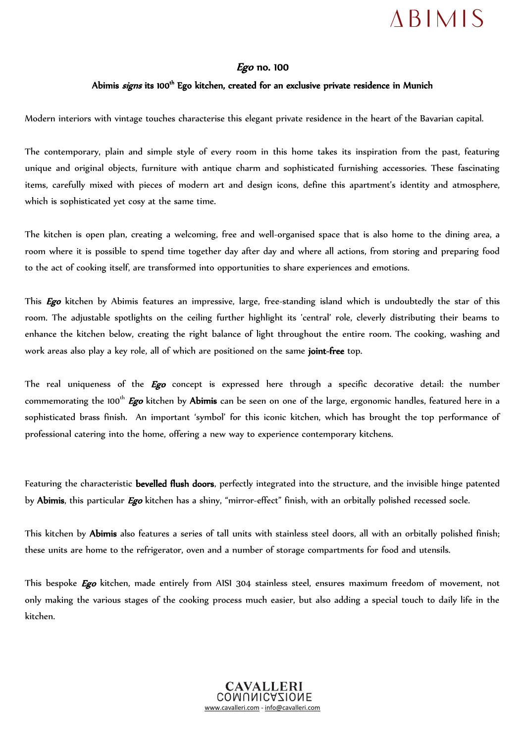ABIMIS

# *Ego* no. 100

## Abimis *signs* its 100th Ego kitchen, created for an exclusive private residence in Munich

Modern interiors with vintage touches characterise this elegant private residence in the heart of the Bavarian capital.

The contemporary, plain and simple style of every room in this home takes its inspiration from the past, featuring unique and original objects, furniture with antique charm and sophisticated furnishing accessories. These fascinating items, carefully mixed with pieces of modern art and design icons, define this apartment's identity and atmosphere, which is sophisticated yet cosy at the same time.

The kitchen is open plan, creating a welcoming, free and well-organised space that is also home to the dining area, a room where it is possible to spend time together day after day and where all actions, from storing and preparing food to the act of cooking itself, are transformed into opportunities to share experiences and emotions.

This ***Ego*** kitchen by Abimis features an impressive, large, free-standing island which is undoubtedly the star of this room. The adjustable spotlights on the ceiling further highlight its 'central' role, cleverly distributing their beams to enhance the kitchen below, creating the right balance of light throughout the entire room. The cooking, washing and work areas also play a key role, all of which are positioned on the same **joint-free** top.

The real uniqueness of the ***Ego*** concept is expressed here through a specific decorative detail: the number commemorating the 100th ***Ego*** kitchen by **Abimis** can be seen on one of the large, ergonomic handles, featured here in a sophisticated brass finish. An important 'symbol' for this iconic kitchen, which has brought the top performance of professional catering into the home, offering a new way to experience contemporary kitchens.

Featuring the characteristic **bevelled flush doors**, perfectly integrated into the structure, and the invisible hinge patented by **Abimis**, this particular ***Ego*** kitchen has a shiny, "mirror-effect" finish, with an orbitally polished recessed socle.

This kitchen by **Abimis** also features a series of tall units with stainless steel doors, all with an orbitally polished finish; these units are home to the refrigerator, oven and a number of storage compartments for food and utensils.

This bespoke ***Ego*** kitchen, made entirely from AISI 304 stainless steel, ensures maximum freedom of movement, not only making the various stages of the cooking process much easier, but also adding a special touch to daily life in the kitchen.

CAVALLERI COMUNICAZIONE
www.cavalleri.com - info@cavalleri.com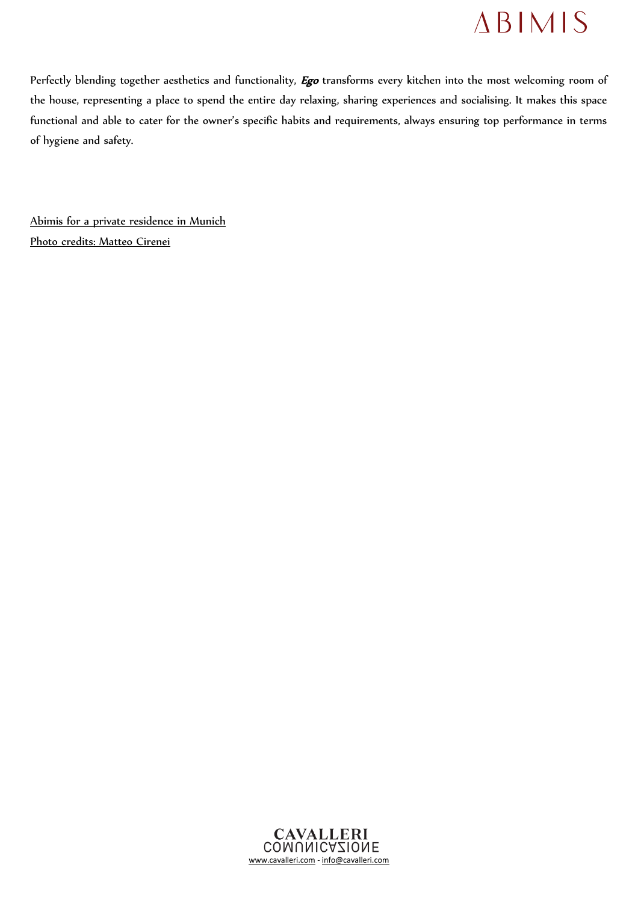Perfectly blending together aesthetics and functionality, ***Ego*** transforms every kitchen into the most welcoming room of the house, representing a place to spend the entire day relaxing, sharing experiences and socialising. It makes this space functional and able to cater for the owner's specific habits and requirements, always ensuring top performance in terms of hygiene and safety.

Abimis for a private residence in Munich
Photo credits: Matteo Cirenei